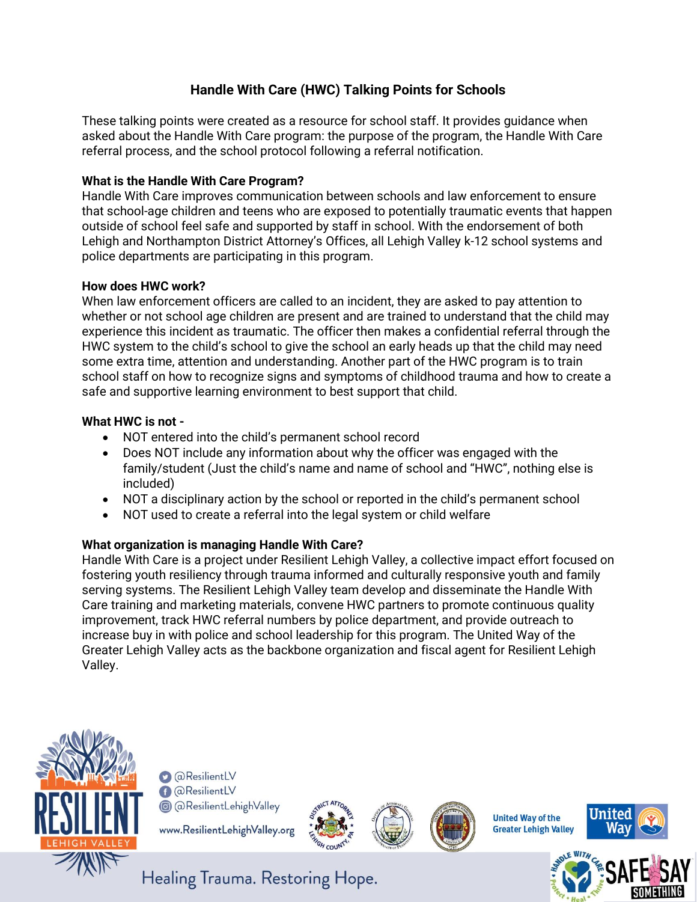# Handle With Care (HWC) Talking Points for Schools

These talking points were created as a resource for school staff. It provides guidance when asked about the Handle With Care program: the purpose of the program, the Handle With Care referral process, and the school protocol following a referral notification.

**What is the Handle With Care Program?**

Handle With Care improves communication between schools and law enforcement to ensure that school-age children and teens who are exposed to potentially traumatic events that happen outside of school feel safe and supported by staff in school. With the endorsement of both Lehigh and Northampton District Attorney's Offices, all Lehigh Valley k-12 school systems and police departments are participating in this program.

**How does HWC work?**

When law enforcement officers are called to an incident, they are asked to pay attention to whether or not school age children are present and are trained to understand that the child may experience this incident as traumatic. The officer then makes a confidential referral through the HWC system to the child's school to give the school an early heads up that the child may need some extra time, attention and understanding. Another part of the HWC program is to train school staff on how to recognize signs and symptoms of childhood trauma and how to create a safe and supportive learning environment to best support that child.

**What HWC is not -**

- NOT entered into the child's permanent school record
- Does NOT include any information about why the officer was engaged with the family/student (Just the child's name and name of school and "HWC", nothing else is included)
- NOT a disciplinary action by the school or reported in the child's permanent school
- NOT used to create a referral into the legal system or child welfare

**What organization is managing Handle With Care?**

Handle With Care is a project under Resilient Lehigh Valley, a collective impact effort focused on fostering youth resiliency through trauma informed and culturally responsive youth and family serving systems. The Resilient Lehigh Valley team develop and disseminate the Handle With Care training and marketing materials, convene HWC partners to promote continuous quality improvement, track HWC referral numbers by police department, and provide outreach to increase buy in with police and school leadership for this program. The United Way of the Greater Lehigh Valley acts as the backbone organization and fiscal agent for Resilient Lehigh Valley.

@ResilientLV
@ResilientLV
@ResilientLehighValley
www.ResilientLehighValley.org

United Way of the Greater Lehigh Valley

Healing Trauma. Restoring Hope.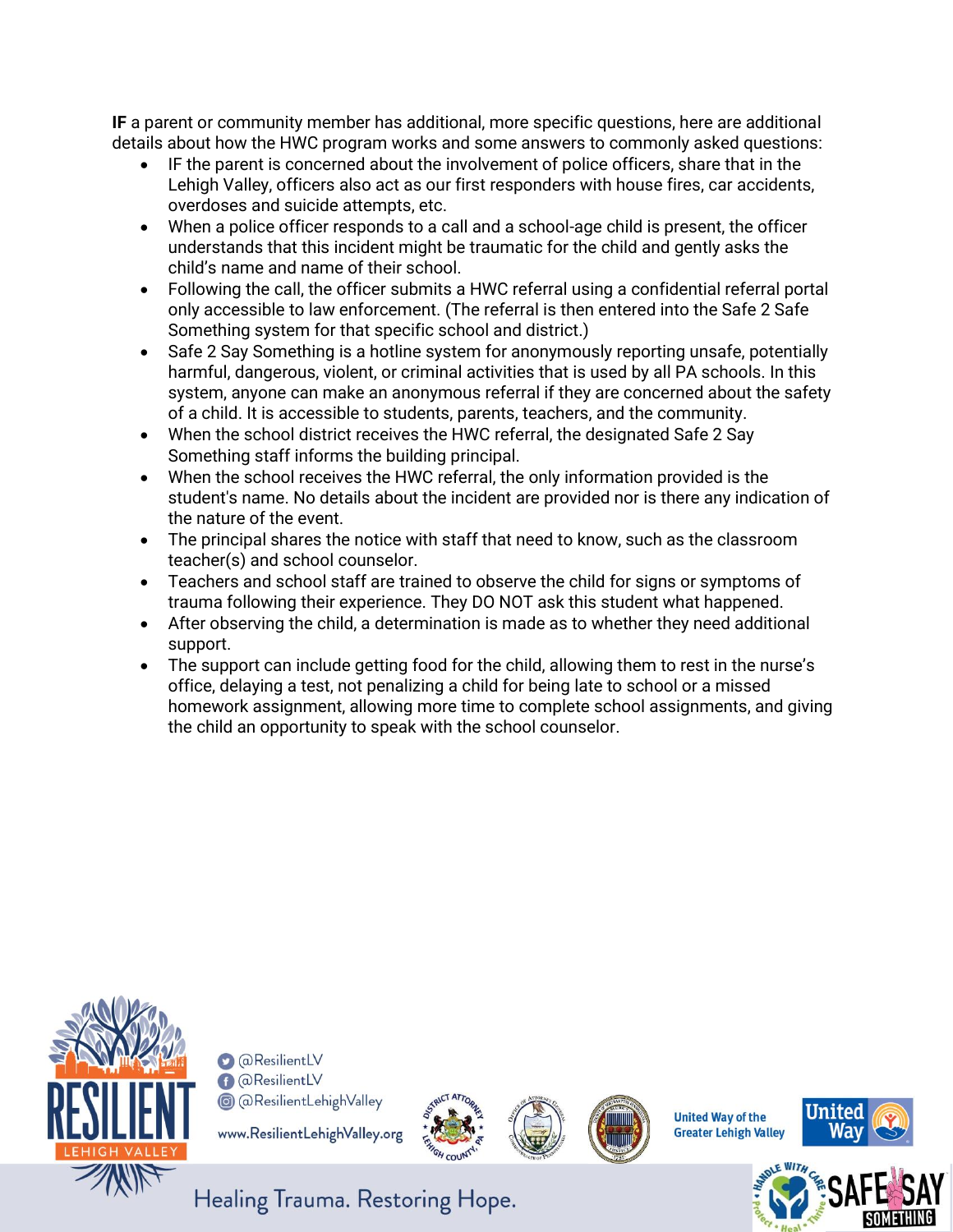**IF** a parent or community member has additional, more specific questions, here are additional details about how the HWC program works and some answers to commonly asked questions:

- IF the parent is concerned about the involvement of police officers, share that in the Lehigh Valley, officers also act as our first responders with house fires, car accidents, overdoses and suicide attempts, etc.
- When a police officer responds to a call and a school-age child is present, the officer understands that this incident might be traumatic for the child and gently asks the child's name and name of their school.
- Following the call, the officer submits a HWC referral using a confidential referral portal only accessible to law enforcement. (The referral is then entered into the Safe 2 Safe Something system for that specific school and district.)
- Safe 2 Say Something is a hotline system for anonymously reporting unsafe, potentially harmful, dangerous, violent, or criminal activities that is used by all PA schools. In this system, anyone can make an anonymous referral if they are concerned about the safety of a child. It is accessible to students, parents, teachers, and the community.
- When the school district receives the HWC referral, the designated Safe 2 Say Something staff informs the building principal.
- When the school receives the HWC referral, the only information provided is the student's name. No details about the incident are provided nor is there any indication of the nature of the event.
- The principal shares the notice with staff that need to know, such as the classroom teacher(s) and school counselor.
- Teachers and school staff are trained to observe the child for signs or symptoms of trauma following their experience. They DO NOT ask this student what happened.
- After observing the child, a determination is made as to whether they need additional support.
- The support can include getting food for the child, allowing them to rest in the nurse's office, delaying a test, not penalizing a child for being late to school or a missed homework assignment, allowing more time to complete school assignments, and giving the child an opportunity to speak with the school counselor.

@ResilientLV
@ResilientLV
@ResilientLehighValley
www.ResilientLehighValley.org

United Way of the Greater Lehigh Valley

Healing Trauma. Restoring Hope.